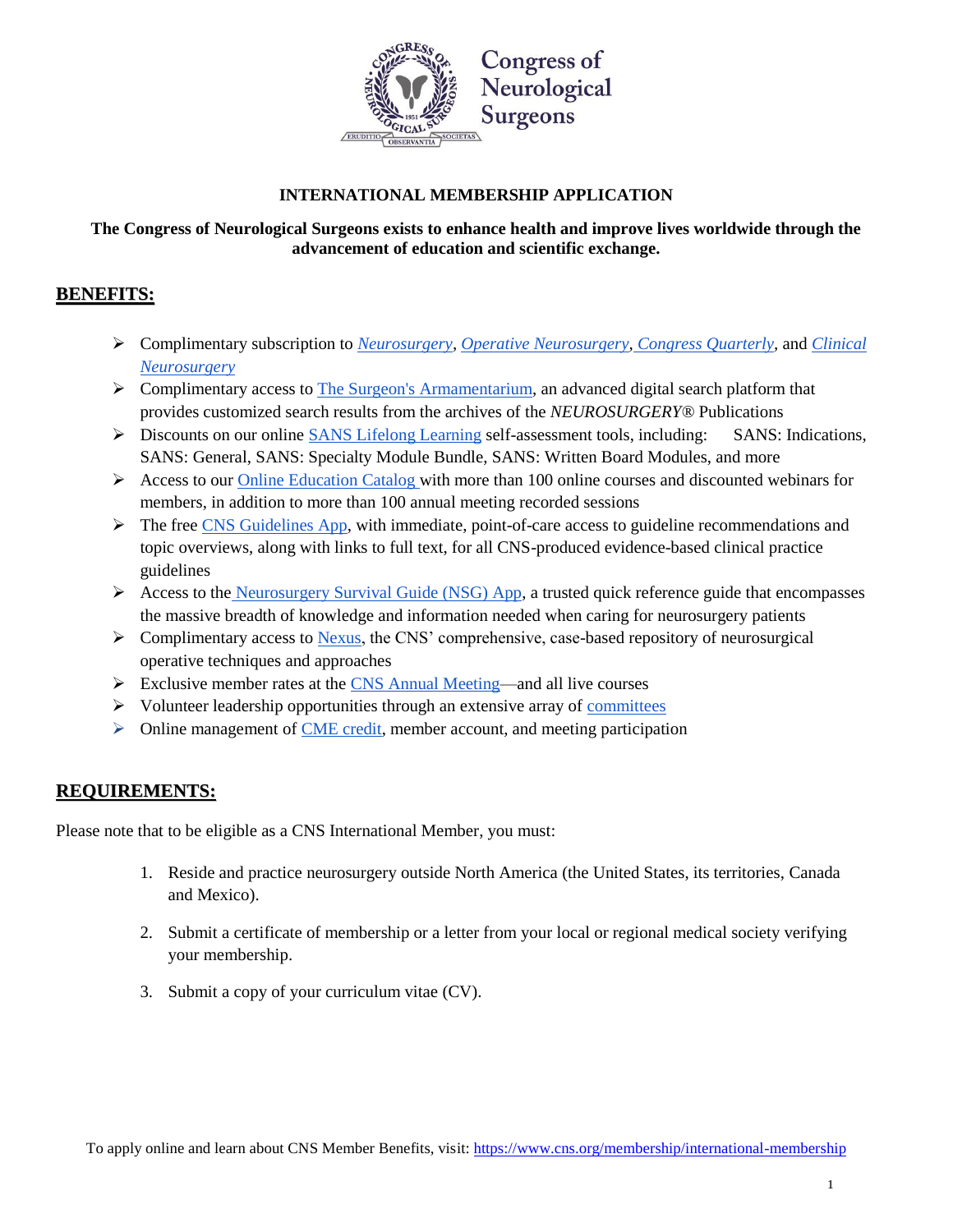Congress of Neurological Surgeons

# INTERNATIONAL MEMBERSHIP APPLICATION

**The Congress of Neurological Surgeons exists to enhance health and improve lives worldwide through the advancement of education and scientific exchange.**

## BENEFITS:

- Complimentary subscription to *Neurosurgery*, *Operative Neurosurgery*, *Congress Quarterly*, and *Clinical Neurosurgery*
- Complimentary access to The Surgeon's Armamentarium, an advanced digital search platform that provides customized search results from the archives of the *NEUROSURGERY*® Publications
- Discounts on our online SANS Lifelong Learning self-assessment tools, including: SANS: Indications, SANS: General, SANS: Specialty Module Bundle, SANS: Written Board Modules, and more
- Access to our Online Education Catalog with more than 100 online courses and discounted webinars for members, in addition to more than 100 annual meeting recorded sessions
- The free CNS Guidelines App, with immediate, point-of-care access to guideline recommendations and topic overviews, along with links to full text, for all CNS-produced evidence-based clinical practice guidelines
- Access to the Neurosurgery Survival Guide (NSG) App, a trusted quick reference guide that encompasses the massive breadth of knowledge and information needed when caring for neurosurgery patients
- Complimentary access to Nexus, the CNS' comprehensive, case-based repository of neurosurgical operative techniques and approaches
- Exclusive member rates at the CNS Annual Meeting—and all live courses
- Volunteer leadership opportunities through an extensive array of committees
- Online management of CME credit, member account, and meeting participation

## REQUIREMENTS:

Please note that to be eligible as a CNS International Member, you must:

1. Reside and practice neurosurgery outside North America (the United States, its territories, Canada and Mexico).
2. Submit a certificate of membership or a letter from your local or regional medical society verifying your membership.
3. Submit a copy of your curriculum vitae (CV).

To apply online and learn about CNS Member Benefits, visit: https://www.cns.org/membership/international-membership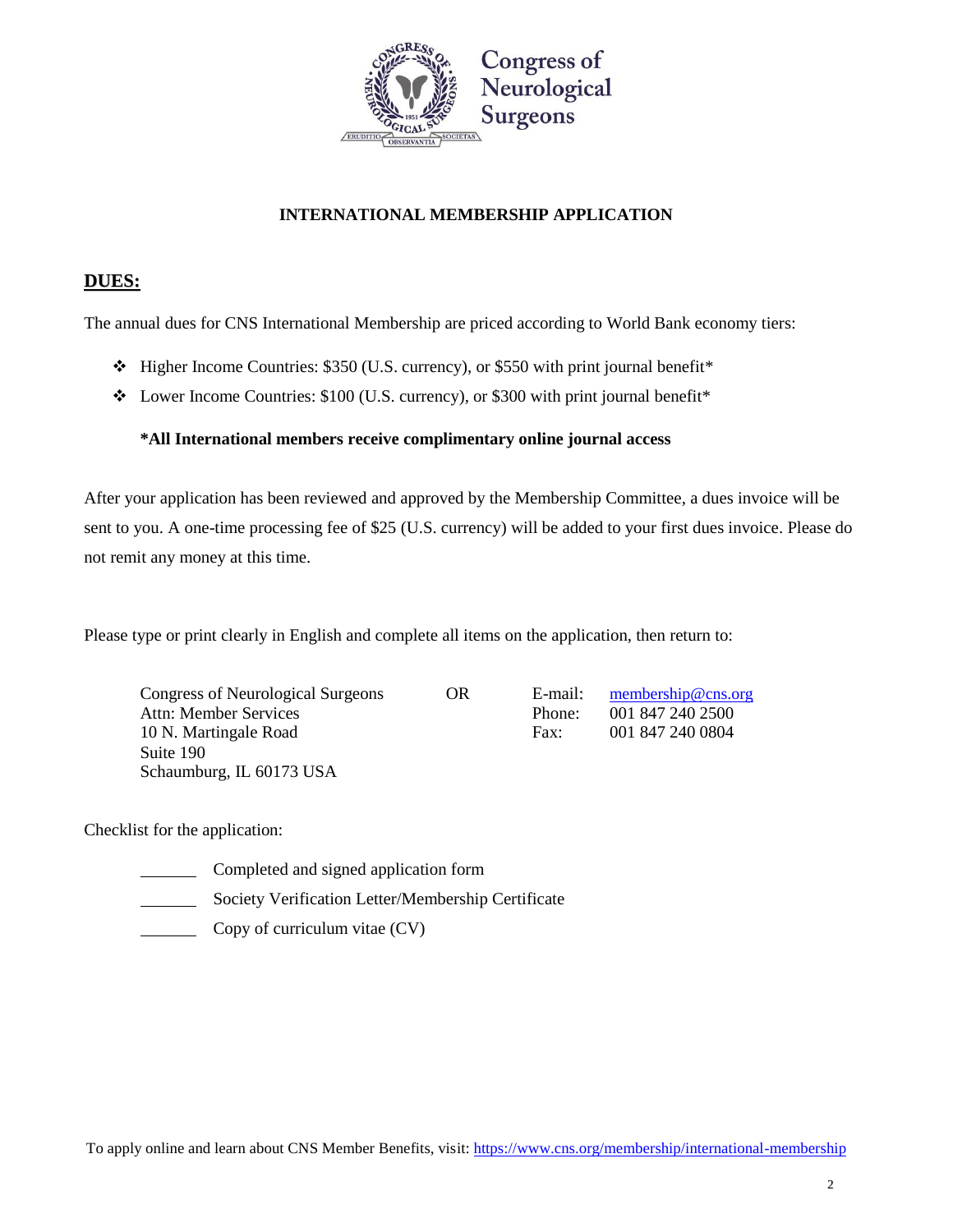Congress of Neurological Surgeons

# INTERNATIONAL MEMBERSHIP APPLICATION

## DUES:

The annual dues for CNS International Membership are priced according to World Bank economy tiers:

- Higher Income Countries: $350 (U.S. currency), or $550 with print journal benefit*
- Lower Income Countries: $100 (U.S. currency), or $300 with print journal benefit*

**\*All International members receive complimentary online journal access**

After your application has been reviewed and approved by the Membership Committee, a dues invoice will be sent to you. A one-time processing fee of $25 (U.S. currency) will be added to your first dues invoice. Please do not remit any money at this time.

Please type or print clearly in English and complete all items on the application, then return to:

Congress of Neurological Surgeons
Attn: Member Services
10 N. Martingale Road
Suite 190
Schaumburg, IL 60173 USA

OR

E-mail: membership@cns.org
Phone: 001 847 240 2500
Fax: 001 847 240 0804

Checklist for the application:

_______ Completed and signed application form
_______ Society Verification Letter/Membership Certificate
_______ Copy of curriculum vitae (CV)

To apply online and learn about CNS Member Benefits, visit: https://www.cns.org/membership/international-membership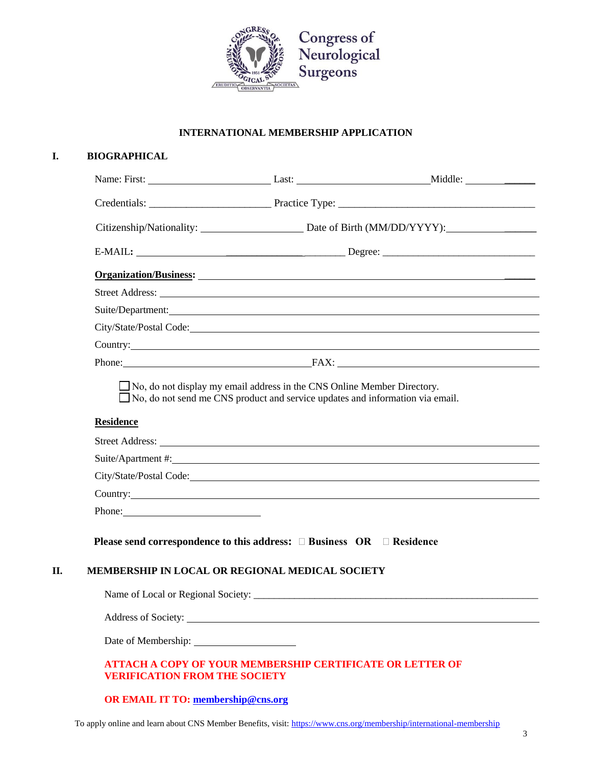Congress of Neurological Surgeons

**INTERNATIONAL MEMBERSHIP APPLICATION**

## I. BIOGRAPHICAL

Name: First: ______________________ Last: ________________________ Middle: ____________

Credentials: ______________________ Practice Type: ___________________________________

Citizenship/Nationality: __________________ Date of Birth (MM/DD/YYYY): ________________

E-MAIL: ___________________________________ Degree: ____________________________

**Organization/Business:** ______________________________________________________________

Street Address: ______________________________________________________________

Suite/Department: ______________________________________________________________

City/State/Postal Code: ______________________________________________________________

Country: ______________________________________________________________

Phone: ________________________________ FAX: ______________________________________

☐ No, do not display my email address in the CNS Online Member Directory.
☐ No, do not send me CNS product and service updates and information via email.

**Residence**

Street Address: ______________________________________________________________

Suite/Apartment #: ______________________________________________________________

City/State/Postal Code: ______________________________________________________________

Country: ______________________________________________________________

Phone: ___________________________

**Please send correspondence to this address:** ☐ **Business OR** ☐ **Residence**

## II. MEMBERSHIP IN LOCAL OR REGIONAL MEDICAL SOCIETY

Name of Local or Regional Society: ______________________________________________________

Address of Society: ______________________________________________________________

Date of Membership: ____________________

**ATTACH A COPY OF YOUR MEMBERSHIP CERTIFICATE OR LETTER OF VERIFICATION FROM THE SOCIETY**

**OR EMAIL IT TO: membership@cns.org**

To apply online and learn about CNS Member Benefits, visit: https://www.cns.org/membership/international-membership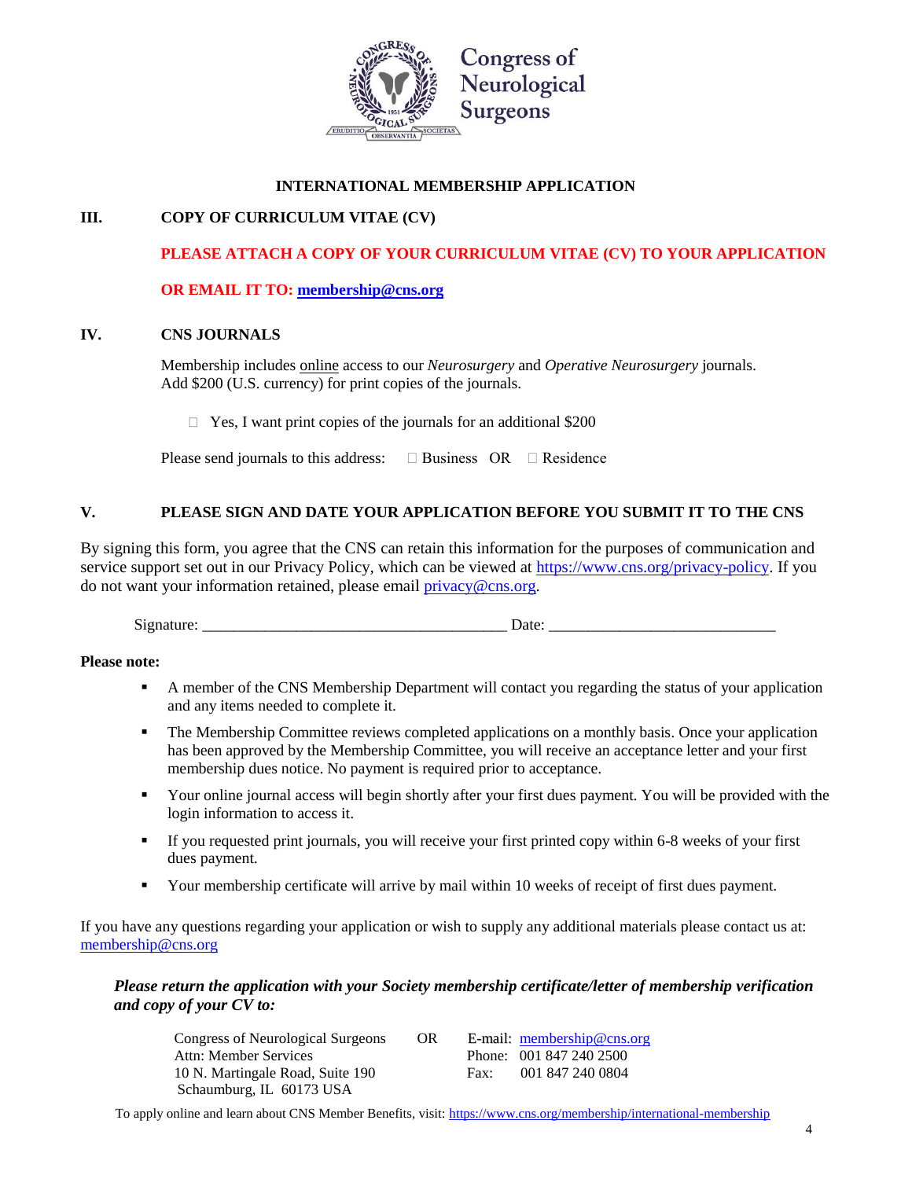Congress of Neurological Surgeons

**INTERNATIONAL MEMBERSHIP APPLICATION**

## III. COPY OF CURRICULUM VITAE (CV)

**PLEASE ATTACH A COPY OF YOUR CURRICULUM VITAE (CV) TO YOUR APPLICATION**

**OR EMAIL IT TO: membership@cns.org**

## IV. CNS JOURNALS

Membership includes online access to our *Neurosurgery* and *Operative Neurosurgery* journals. Add $200 (U.S. currency) for print copies of the journals.

☐ Yes, I want print copies of the journals for an additional $200

Please send journals to this address: ☐ Business OR ☐ Residence

## V. PLEASE SIGN AND DATE YOUR APPLICATION BEFORE YOU SUBMIT IT TO THE CNS

By signing this form, you agree that the CNS can retain this information for the purposes of communication and service support set out in our Privacy Policy, which can be viewed at https://www.cns.org/privacy-policy. If you do not want your information retained, please email privacy@cns.org.

Signature: ______________________________________ Date: ____________________________

**Please note:**

- A member of the CNS Membership Department will contact you regarding the status of your application and any items needed to complete it.
- The Membership Committee reviews completed applications on a monthly basis. Once your application has been approved by the Membership Committee, you will receive an acceptance letter and your first membership dues notice. No payment is required prior to acceptance.
- Your online journal access will begin shortly after your first dues payment. You will be provided with the login information to access it.
- If you requested print journals, you will receive your first printed copy within 6-8 weeks of your first dues payment.
- Your membership certificate will arrive by mail within 10 weeks of receipt of first dues payment.

If you have any questions regarding your application or wish to supply any additional materials please contact us at: membership@cns.org

***Please return the application with your Society membership certificate/letter of membership verification and copy of your CV to:***

Congress of Neurological Surgeons
Attn: Member Services
10 N. Martingale Road, Suite 190
Schaumburg, IL 60173 USA

OR

E-mail: membership@cns.org
Phone: 001 847 240 2500
Fax: 001 847 240 0804

To apply online and learn about CNS Member Benefits, visit: https://www.cns.org/membership/international-membership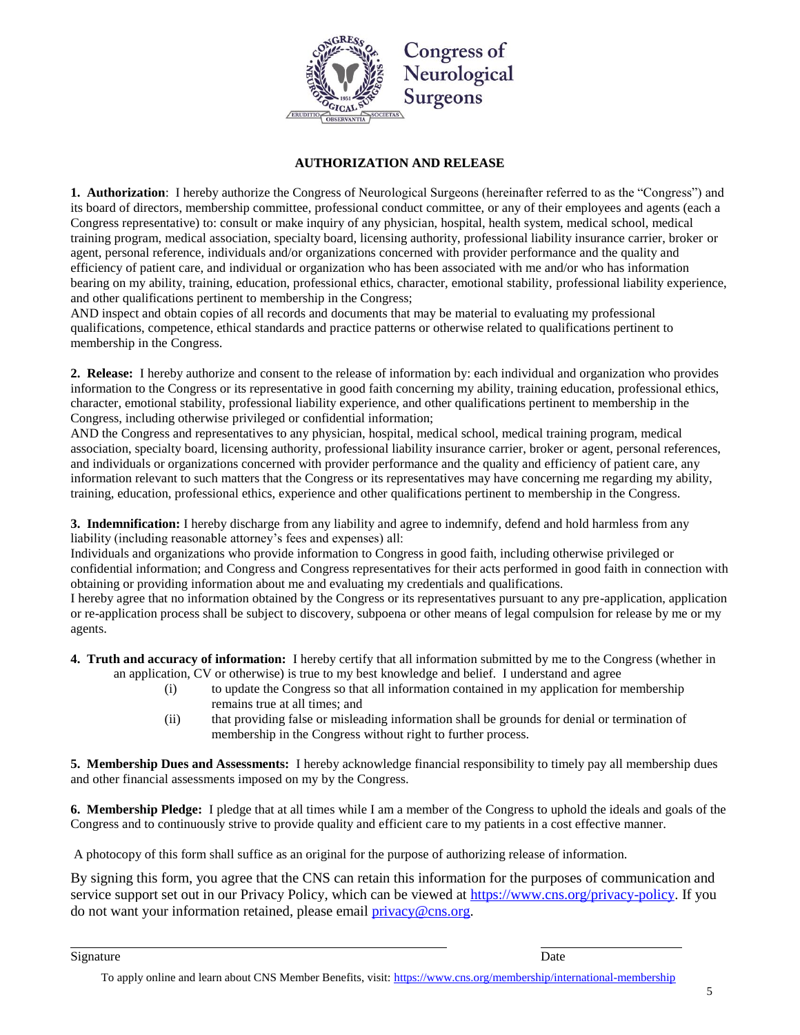Congress of Neurological Surgeons

## AUTHORIZATION AND RELEASE

**1. Authorization**: I hereby authorize the Congress of Neurological Surgeons (hereinafter referred to as the "Congress") and its board of directors, membership committee, professional conduct committee, or any of their employees and agents (each a Congress representative) to: consult or make inquiry of any physician, hospital, health system, medical school, medical training program, medical association, specialty board, licensing authority, professional liability insurance carrier, broker or agent, personal reference, individuals and/or organizations concerned with provider performance and the quality and efficiency of patient care, and individual or organization who has been associated with me and/or who has information bearing on my ability, training, education, professional ethics, character, emotional stability, professional liability experience, and other qualifications pertinent to membership in the Congress;
AND inspect and obtain copies of all records and documents that may be material to evaluating my professional qualifications, competence, ethical standards and practice patterns or otherwise related to qualifications pertinent to membership in the Congress.

**2. Release:** I hereby authorize and consent to the release of information by: each individual and organization who provides information to the Congress or its representative in good faith concerning my ability, training education, professional ethics, character, emotional stability, professional liability experience, and other qualifications pertinent to membership in the Congress, including otherwise privileged or confidential information;
AND the Congress and representatives to any physician, hospital, medical school, medical training program, medical association, specialty board, licensing authority, professional liability insurance carrier, broker or agent, personal references, and individuals or organizations concerned with provider performance and the quality and efficiency of patient care, any information relevant to such matters that the Congress or its representatives may have concerning me regarding my ability, training, education, professional ethics, experience and other qualifications pertinent to membership in the Congress.

**3. Indemnification:** I hereby discharge from any liability and agree to indemnify, defend and hold harmless from any liability (including reasonable attorney's fees and expenses) all:
Individuals and organizations who provide information to Congress in good faith, including otherwise privileged or confidential information; and Congress and Congress representatives for their acts performed in good faith in connection with obtaining or providing information about me and evaluating my credentials and qualifications.
I hereby agree that no information obtained by the Congress or its representatives pursuant to any pre-application, application or re-application process shall be subject to discovery, subpoena or other means of legal compulsion for release by me or my agents.

**4. Truth and accuracy of information:** I hereby certify that all information submitted by me to the Congress (whether in an application, CV or otherwise) is true to my best knowledge and belief. I understand and agree

- (i) to update the Congress so that all information contained in my application for membership remains true at all times; and
- (ii) that providing false or misleading information shall be grounds for denial or termination of membership in the Congress without right to further process.

**5. Membership Dues and Assessments:** I hereby acknowledge financial responsibility to timely pay all membership dues and other financial assessments imposed on my by the Congress.

**6. Membership Pledge:** I pledge that at all times while I am a member of the Congress to uphold the ideals and goals of the Congress and to continuously strive to provide quality and efficient care to my patients in a cost effective manner.

A photocopy of this form shall suffice as an original for the purpose of authorizing release of information.

By signing this form, you agree that the CNS can retain this information for the purposes of communication and service support set out in our Privacy Policy, which can be viewed at https://www.cns.org/privacy-policy. If you do not want your information retained, please email privacy@cns.org.

Signature ______________________________ Date ______________

To apply online and learn about CNS Member Benefits, visit: https://www.cns.org/membership/international-membership